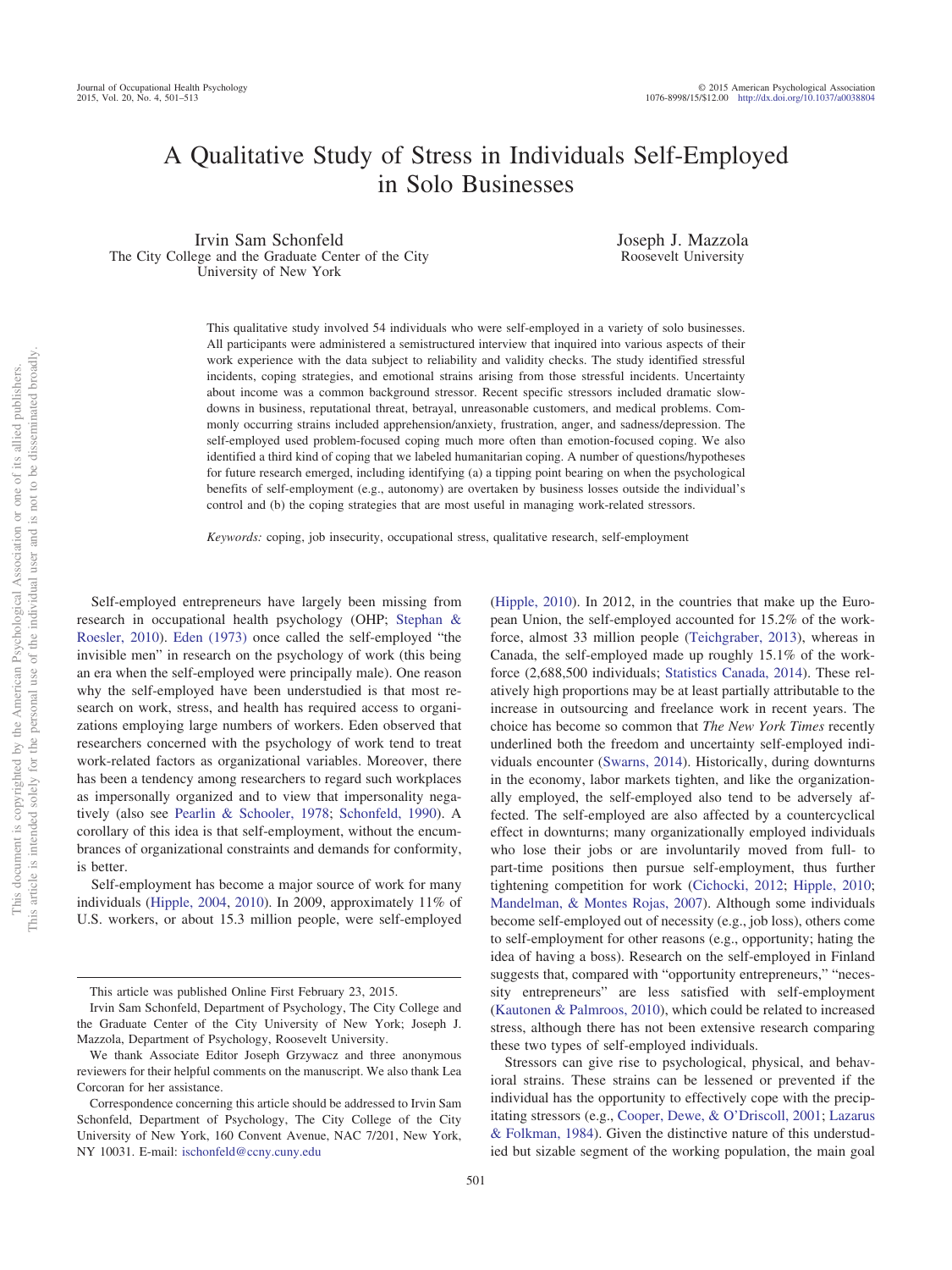# A Qualitative Study of Stress in Individuals Self-Employed in Solo Businesses

Irvin Sam Schonfeld
The City College and the Graduate Center of the City University of New York

Joseph J. Mazzola
Roosevelt University

This qualitative study involved 54 individuals who were self-employed in a variety of solo businesses. All participants were administered a semistructured interview that inquired into various aspects of their work experience with the data subject to reliability and validity checks. The study identified stressful incidents, coping strategies, and emotional strains arising from those stressful incidents. Uncertainty about income was a common background stressor. Recent specific stressors included dramatic slowdowns in business, reputational threat, betrayal, unreasonable customers, and medical problems. Commonly occurring strains included apprehension/anxiety, frustration, anger, and sadness/depression. The self-employed used problem-focused coping much more often than emotion-focused coping. We also identified a third kind of coping that we labeled humanitarian coping. A number of questions/hypotheses for future research emerged, including identifying (a) a tipping point bearing on when the psychological benefits of self-employment (e.g., autonomy) are overtaken by business losses outside the individual's control and (b) the coping strategies that are most useful in managing work-related stressors.

*Keywords:* coping, job insecurity, occupational stress, qualitative research, self-employment

Self-employed entrepreneurs have largely been missing from research in occupational health psychology (OHP; Stephan & Roesler, 2010). Eden (1973) once called the self-employed "the invisible men" in research on the psychology of work (this being an era when the self-employed were principally male). One reason why the self-employed have been understudied is that most research on work, stress, and health has required access to organizations employing large numbers of workers. Eden observed that researchers concerned with the psychology of work tend to treat work-related factors as organizational variables. Moreover, there has been a tendency among researchers to regard such workplaces as impersonally organized and to view that impersonality negatively (also see Pearlin & Schooler, 1978; Schonfeld, 1990). A corollary of this idea is that self-employment, without the encumbrances of organizational constraints and demands for conformity, is better.

Self-employment has become a major source of work for many individuals (Hipple, 2004, 2010). In 2009, approximately 11% of U.S. workers, or about 15.3 million people, were self-employed (Hipple, 2010). In 2012, in the countries that make up the European Union, the self-employed accounted for 15.2% of the workforce, almost 33 million people (Teichgraber, 2013), whereas in Canada, the self-employed made up roughly 15.1% of the workforce (2,688,500 individuals; Statistics Canada, 2014). These relatively high proportions may be at least partially attributable to the increase in outsourcing and freelance work in recent years. The choice has become so common that *The New York Times* recently underlined both the freedom and uncertainty self-employed individuals encounter (Swarns, 2014). Historically, during downturns in the economy, labor markets tighten, and like the organizationally employed, the self-employed also tend to be adversely affected. The self-employed are also affected by a countercyclical effect in downturns; many organizationally employed individuals who lose their jobs or are involuntarily moved from full- to part-time positions then pursue self-employment, thus further tightening competition for work (Cichocki, 2012; Hipple, 2010; Mandelman, & Montes Rojas, 2007). Although some individuals become self-employed out of necessity (e.g., job loss), others come to self-employment for other reasons (e.g., opportunity; hating the idea of having a boss). Research on the self-employed in Finland suggests that, compared with "opportunity entrepreneurs," "necessity entrepreneurs" are less satisfied with self-employment (Kautonen & Palmroos, 2010), which could be related to increased stress, although there has not been extensive research comparing these two types of self-employed individuals.

Stressors can give rise to psychological, physical, and behavioral strains. These strains can be lessened or prevented if the individual has the opportunity to effectively cope with the precipitating stressors (e.g., Cooper, Dewe, & O'Driscoll, 2001; Lazarus & Folkman, 1984). Given the distinctive nature of this understudied but sizable segment of the working population, the main goal

This article was published Online First February 23, 2015.

Irvin Sam Schonfeld, Department of Psychology, The City College and the Graduate Center of the City University of New York; Joseph J. Mazzola, Department of Psychology, Roosevelt University.

We thank Associate Editor Joseph Grzywacz and three anonymous reviewers for their helpful comments on the manuscript. We also thank Lea Corcoran for her assistance.

Correspondence concerning this article should be addressed to Irvin Sam Schonfeld, Department of Psychology, The City College of the City University of New York, 160 Convent Avenue, NAC 7/201, New York, NY 10031. E-mail: ischonfeld@ccny.cuny.edu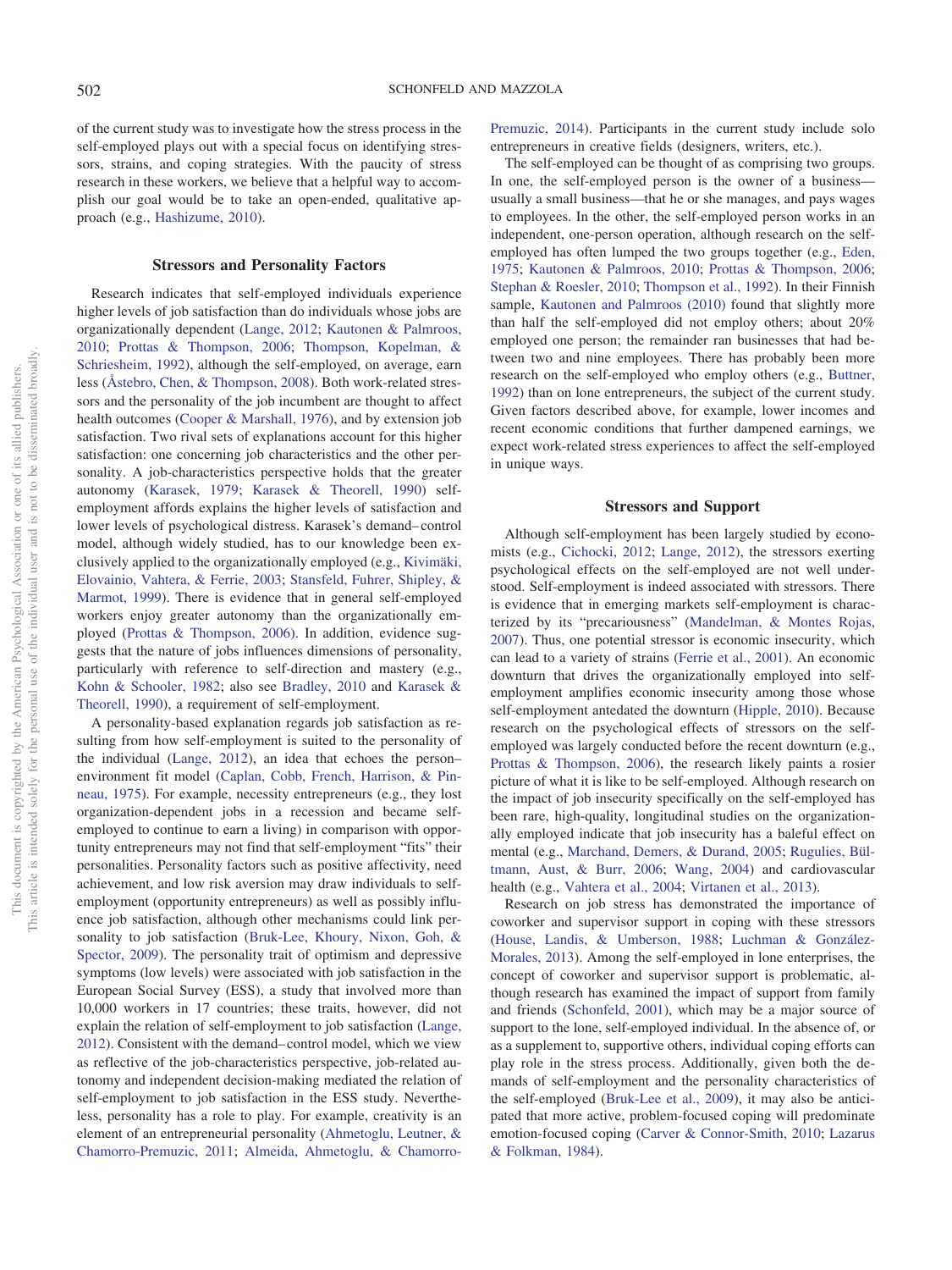of the current study was to investigate how the stress process in the self-employed plays out with a special focus on identifying stressors, strains, and coping strategies. With the paucity of stress research in these workers, we believe that a helpful way to accomplish our goal would be to take an open-ended, qualitative approach (e.g., Hashizume, 2010).

## Stressors and Personality Factors

Research indicates that self-employed individuals experience higher levels of job satisfaction than do individuals whose jobs are organizationally dependent (Lange, 2012; Kautonen & Palmroos, 2010; Prottas & Thompson, 2006; Thompson, Kopelman, & Schriesheim, 1992), although the self-employed, on average, earn less (Åstebro, Chen, & Thompson, 2008). Both work-related stressors and the personality of the job incumbent are thought to affect health outcomes (Cooper & Marshall, 1976), and by extension job satisfaction. Two rival sets of explanations account for this higher satisfaction: one concerning job characteristics and the other personality. A job-characteristics perspective holds that the greater autonomy (Karasek, 1979; Karasek & Theorell, 1990) self-employment affords explains the higher levels of satisfaction and lower levels of psychological distress. Karasek's demand–control model, although widely studied, has to our knowledge been exclusively applied to the organizationally employed (e.g., Kivimäki, Elovainio, Vahtera, & Ferrie, 2003; Stansfeld, Fuhrer, Shipley, & Marmot, 1999). There is evidence that in general self-employed workers enjoy greater autonomy than the organizationally employed (Prottas & Thompson, 2006). In addition, evidence suggests that the nature of jobs influences dimensions of personality, particularly with reference to self-direction and mastery (e.g., Kohn & Schooler, 1982; also see Bradley, 2010 and Karasek & Theorell, 1990), a requirement of self-employment.

A personality-based explanation regards job satisfaction as resulting from how self-employment is suited to the personality of the individual (Lange, 2012), an idea that echoes the person–environment fit model (Caplan, Cobb, French, Harrison, & Pinneau, 1975). For example, necessity entrepreneurs (e.g., they lost organization-dependent jobs in a recession and became self-employed to continue to earn a living) in comparison with opportunity entrepreneurs may not find that self-employment "fits" their personalities. Personality factors such as positive affectivity, need achievement, and low risk aversion may draw individuals to self-employment (opportunity entrepreneurs) as well as possibly influence job satisfaction, although other mechanisms could link personality to job satisfaction (Bruk-Lee, Khoury, Nixon, Goh, & Spector, 2009). The personality trait of optimism and depressive symptoms (low levels) were associated with job satisfaction in the European Social Survey (ESS), a study that involved more than 10,000 workers in 17 countries; these traits, however, did not explain the relation of self-employment to job satisfaction (Lange, 2012). Consistent with the demand–control model, which we view as reflective of the job-characteristics perspective, job-related autonomy and independent decision-making mediated the relation of self-employment to job satisfaction in the ESS study. Nevertheless, personality has a role to play. For example, creativity is an element of an entrepreneurial personality (Ahmetoglu, Leutner, & Chamorro-Premuzic, 2011; Almeida, Ahmetoglu, & Chamorro-Premuzic, 2014). Participants in the current study include solo entrepreneurs in creative fields (designers, writers, etc.).

The self-employed can be thought of as comprising two groups. In one, the self-employed person is the owner of a business—usually a small business—that he or she manages, and pays wages to employees. In the other, the self-employed person works in an independent, one-person operation, although research on the self-employed has often lumped the two groups together (e.g., Eden, 1975; Kautonen & Palmroos, 2010; Prottas & Thompson, 2006; Stephan & Roesler, 2010; Thompson et al., 1992). In their Finnish sample, Kautonen and Palmroos (2010) found that slightly more than half the self-employed did not employ others; about 20% employed one person; the remainder ran businesses that had between two and nine employees. There has probably been more research on the self-employed who employ others (e.g., Buttner, 1992) than on lone entrepreneurs, the subject of the current study. Given factors described above, for example, lower incomes and recent economic conditions that further dampened earnings, we expect work-related stress experiences to affect the self-employed in unique ways.

## Stressors and Support

Although self-employment has been largely studied by economists (e.g., Cichocki, 2012; Lange, 2012), the stressors exerting psychological effects on the self-employed are not well understood. Self-employment is indeed associated with stressors. There is evidence that in emerging markets self-employment is characterized by its "precariousness" (Mandelman, & Montes Rojas, 2007). Thus, one potential stressor is economic insecurity, which can lead to a variety of strains (Ferrie et al., 2001). An economic downturn that drives the organizationally employed into self-employment amplifies economic insecurity among those whose self-employment antedated the downturn (Hipple, 2010). Because research on the psychological effects of stressors on the self-employed was largely conducted before the recent downturn (e.g., Prottas & Thompson, 2006), the research likely paints a rosier picture of what it is like to be self-employed. Although research on the impact of job insecurity specifically on the self-employed has been rare, high-quality, longitudinal studies on the organizationally employed indicate that job insecurity has a baleful effect on mental (e.g., Marchand, Demers, & Durand, 2005; Rugulies, Bültmann, Aust, & Burr, 2006; Wang, 2004) and cardiovascular health (e.g., Vahtera et al., 2004; Virtanen et al., 2013).

Research on job stress has demonstrated the importance of coworker and supervisor support in coping with these stressors (House, Landis, & Umberson, 1988; Luchman & González-Morales, 2013). Among the self-employed in lone enterprises, the concept of coworker and supervisor support is problematic, although research has examined the impact of support from family and friends (Schonfeld, 2001), which may be a major source of support to the lone, self-employed individual. In the absence of, or as a supplement to, supportive others, individual coping efforts can play role in the stress process. Additionally, given both the demands of self-employment and the personality characteristics of the self-employed (Bruk-Lee et al., 2009), it may also be anticipated that more active, problem-focused coping will predominate emotion-focused coping (Carver & Connor-Smith, 2010; Lazarus & Folkman, 1984).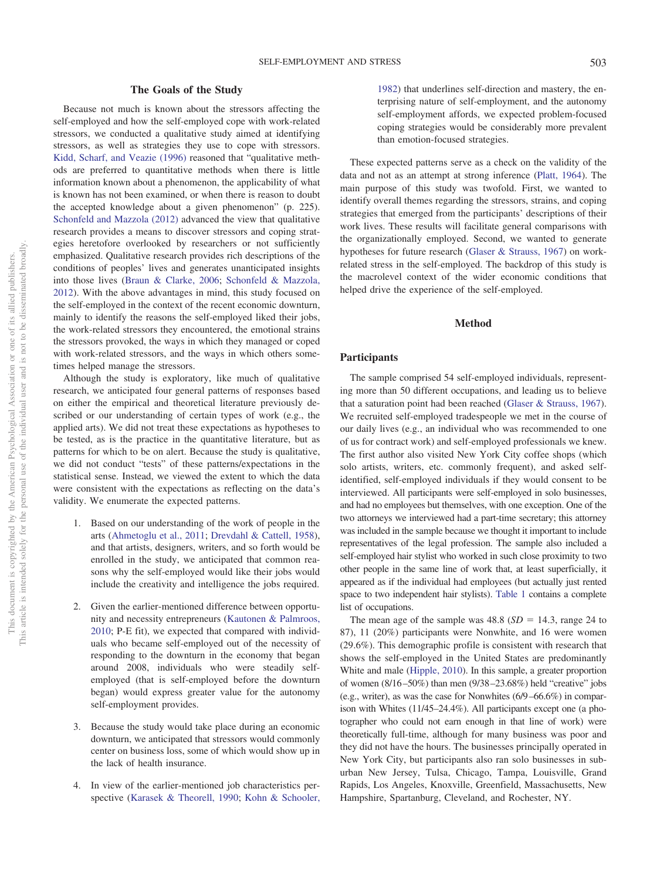## The Goals of the Study

Because not much is known about the stressors affecting the self-employed and how the self-employed cope with work-related stressors, we conducted a qualitative study aimed at identifying stressors, as well as strategies they use to cope with stressors. Kidd, Scharf, and Veazie (1996) reasoned that "qualitative methods are preferred to quantitative methods when there is little information known about a phenomenon, the applicability of what is known has not been examined, or when there is reason to doubt the accepted knowledge about a given phenomenon" (p. 225). Schonfeld and Mazzola (2012) advanced the view that qualitative research provides a means to discover stressors and coping strategies heretofore overlooked by researchers or not sufficiently emphasized. Qualitative research provides rich descriptions of the conditions of peoples' lives and generates unanticipated insights into those lives (Braun & Clarke, 2006; Schonfeld & Mazzola, 2012). With the above advantages in mind, this study focused on the self-employed in the context of the recent economic downturn, mainly to identify the reasons the self-employed liked their jobs, the work-related stressors they encountered, the emotional strains the stressors provoked, the ways in which they managed or coped with work-related stressors, and the ways in which others sometimes helped manage the stressors.

Although the study is exploratory, like much of qualitative research, we anticipated four general patterns of responses based on either the empirical and theoretical literature previously described or our understanding of certain types of work (e.g., the applied arts). We did not treat these expectations as hypotheses to be tested, as is the practice in the quantitative literature, but as patterns for which to be on alert. Because the study is qualitative, we did not conduct "tests" of these patterns/expectations in the statistical sense. Instead, we viewed the extent to which the data were consistent with the expectations as reflecting on the data's validity. We enumerate the expected patterns.

1. Based on our understanding of the work of people in the arts (Ahmetoglu et al., 2011; Drevdahl & Cattell, 1958), and that artists, designers, writers, and so forth would be enrolled in the study, we anticipated that common reasons why the self-employed would like their jobs would include the creativity and intelligence the jobs required.

2. Given the earlier-mentioned difference between opportunity and necessity entrepreneurs (Kautonen & Palmroos, 2010; P-E fit), we expected that compared with individuals who became self-employed out of the necessity of responding to the downturn in the economy that began around 2008, individuals who were steadily self-employed (that is self-employed before the downturn began) would express greater value for the autonomy self-employment provides.

3. Because the study would take place during an economic downturn, we anticipated that stressors would commonly center on business loss, some of which would show up in the lack of health insurance.

4. In view of the earlier-mentioned job characteristics perspective (Karasek & Theorell, 1990; Kohn & Schooler, 1982) that underlines self-direction and mastery, the enterprising nature of self-employment, and the autonomy self-employment affords, we expected problem-focused coping strategies would be considerably more prevalent than emotion-focused strategies.

These expected patterns serve as a check on the validity of the data and not as an attempt at strong inference (Platt, 1964). The main purpose of this study was twofold. First, we wanted to identify overall themes regarding the stressors, strains, and coping strategies that emerged from the participants' descriptions of their work lives. These results will facilitate general comparisons with the organizationally employed. Second, we wanted to generate hypotheses for future research (Glaser & Strauss, 1967) on work-related stress in the self-employed. The backdrop of this study is the macrolevel context of the wider economic conditions that helped drive the experience of the self-employed.

# Method

## Participants

The sample comprised 54 self-employed individuals, representing more than 50 different occupations, and leading us to believe that a saturation point had been reached (Glaser & Strauss, 1967). We recruited self-employed tradespeople we met in the course of our daily lives (e.g., an individual who was recommended to one of us for contract work) and self-employed professionals we knew. The first author also visited New York City coffee shops (which solo artists, writers, etc. commonly frequent), and asked self-identified, self-employed individuals if they would consent to be interviewed. All participants were self-employed in solo businesses, and had no employees but themselves, with one exception. One of the two attorneys we interviewed had a part-time secretary; this attorney was included in the sample because we thought it important to include representatives of the legal profession. The sample also included a self-employed hair stylist who worked in such close proximity to two other people in the same line of work that, at least superficially, it appeared as if the individual had employees (but actually just rented space to two independent hair stylists). Table 1 contains a complete list of occupations.

The mean age of the sample was 48.8 ($SD = 14.3$, range 24 to 87), 11 (20%) participants were Nonwhite, and 16 were women (29.6%). This demographic profile is consistent with research that shows the self-employed in the United States are predominantly White and male (Hipple, 2010). In this sample, a greater proportion of women (8/16–50%) than men (9/38–23.68%) held "creative" jobs (e.g., writer), as was the case for Nonwhites (6/9–66.6%) in comparison with Whites (11/45–24.4%). All participants except one (a photographer who could not earn enough in that line of work) were theoretically full-time, although for many business was poor and they did not have the hours. The businesses principally operated in New York City, but participants also ran solo businesses in suburban New Jersey, Tulsa, Chicago, Tampa, Louisville, Grand Rapids, Los Angeles, Knoxville, Greenfield, Massachusetts, New Hampshire, Spartanburg, Cleveland, and Rochester, NY.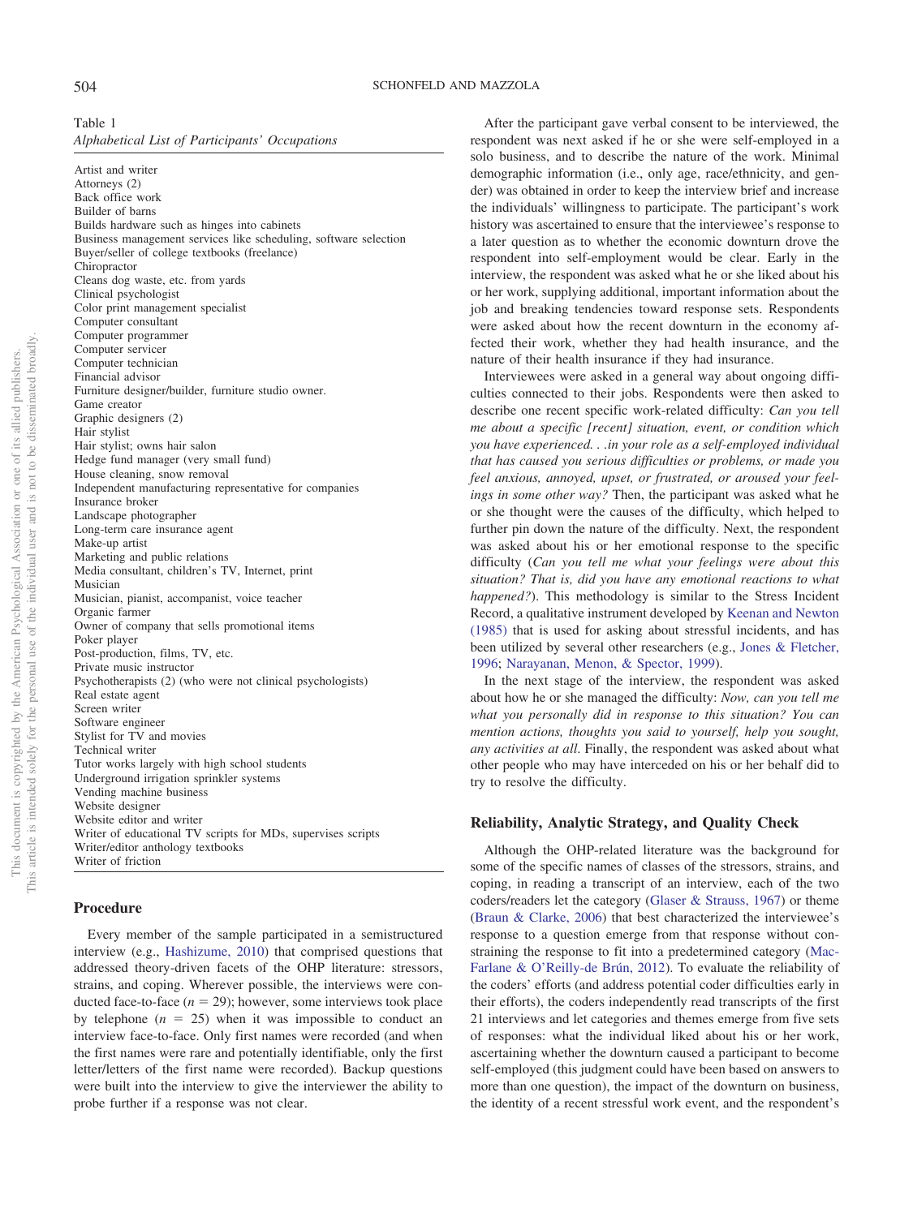Table 1
*Alphabetical List of Participants' Occupations*

| |
|---|
| Artist and writer |
| Attorneys (2) |
| Back office work |
| Builder of barns |
| Builds hardware such as hinges into cabinets |
| Business management services like scheduling, software selection |
| Buyer/seller of college textbooks (freelance) |
| Chiropractor |
| Cleans dog waste, etc. from yards |
| Clinical psychologist |
| Color print management specialist |
| Computer consultant |
| Computer programmer |
| Computer servicer |
| Computer technician |
| Financial advisor |
| Furniture designer/builder, furniture studio owner. |
| Game creator |
| Graphic designers (2) |
| Hair stylist |
| Hair stylist; owns hair salon |
| Hedge fund manager (very small fund) |
| House cleaning, snow removal |
| Independent manufacturing representative for companies |
| Insurance broker |
| Landscape photographer |
| Long-term care insurance agent |
| Make-up artist |
| Marketing and public relations |
| Media consultant, children's TV, Internet, print |
| Musician |
| Musician, pianist, accompanist, voice teacher |
| Organic farmer |
| Owner of company that sells promotional items |
| Poker player |
| Post-production, films, TV, etc. |
| Private music instructor |
| Psychotherapists (2) (who were not clinical psychologists) |
| Real estate agent |
| Screen writer |
| Software engineer |
| Stylist for TV and movies |
| Technical writer |
| Tutor works largely with high school students |
| Underground irrigation sprinkler systems |
| Vending machine business |
| Website designer |
| Website editor and writer |
| Writer of educational TV scripts for MDs, supervises scripts |
| Writer/editor anthology textbooks |
| Writer of friction |

## Procedure

Every member of the sample participated in a semistructured interview (e.g., Hashizume, 2010) that comprised questions that addressed theory-driven facets of the OHP literature: stressors, strains, and coping. Wherever possible, the interviews were conducted face-to-face ($n = 29$); however, some interviews took place by telephone ($n = 25$) when it was impossible to conduct an interview face-to-face. Only first names were recorded (and when the first names were rare and potentially identifiable, only the first letter/letters of the first name were recorded). Backup questions were built into the interview to give the interviewer the ability to probe further if a response was not clear.

After the participant gave verbal consent to be interviewed, the respondent was next asked if he or she were self-employed in a solo business, and to describe the nature of the work. Minimal demographic information (i.e., only age, race/ethnicity, and gender) was obtained in order to keep the interview brief and increase the individuals' willingness to participate. The participant's work history was ascertained to ensure that the interviewee's response to a later question as to whether the economic downturn drove the respondent into self-employment would be clear. Early in the interview, the respondent was asked what he or she liked about his or her work, supplying additional, important information about the job and breaking tendencies toward response sets. Respondents were asked about how the recent downturn in the economy affected their work, whether they had health insurance, and the nature of their health insurance if they had insurance.

Interviewees were asked in a general way about ongoing difficulties connected to their jobs. Respondents were then asked to describe one recent specific work-related difficulty: *Can you tell me about a specific [recent] situation, event, or condition which you have experienced. . .in your role as a self-employed individual that has caused you serious difficulties or problems, or made you feel anxious, annoyed, upset, or frustrated, or aroused your feelings in some other way?* Then, the participant was asked what he or she thought were the causes of the difficulty, which helped to further pin down the nature of the difficulty. Next, the respondent was asked about his or her emotional response to the specific difficulty (*Can you tell me what your feelings were about this situation? That is, did you have any emotional reactions to what happened?*). This methodology is similar to the Stress Incident Record, a qualitative instrument developed by Keenan and Newton (1985) that is used for asking about stressful incidents, and has been utilized by several other researchers (e.g., Jones & Fletcher, 1996; Narayanan, Menon, & Spector, 1999).

In the next stage of the interview, the respondent was asked about how he or she managed the difficulty: *Now, can you tell me what you personally did in response to this situation? You can mention actions, thoughts you said to yourself, help you sought, any activities at all*. Finally, the respondent was asked about what other people who may have interceded on his or her behalf did to try to resolve the difficulty.

## Reliability, Analytic Strategy, and Quality Check

Although the OHP-related literature was the background for some of the specific names of classes of the stressors, strains, and coping, in reading a transcript of an interview, each of the two coders/readers let the category (Glaser & Strauss, 1967) or theme (Braun & Clarke, 2006) that best characterized the interviewee's response to a question emerge from that response without constraining the response to fit into a predetermined category (MacFarlane & O'Reilly-de Brún, 2012). To evaluate the reliability of the coders' efforts (and address potential coder difficulties early in their efforts), the coders independently read transcripts of the first 21 interviews and let categories and themes emerge from five sets of responses: what the individual liked about his or her work, ascertaining whether the downturn caused a participant to become self-employed (this judgment could have been based on answers to more than one question), the impact of the downturn on business, the identity of a recent stressful work event, and the respondent's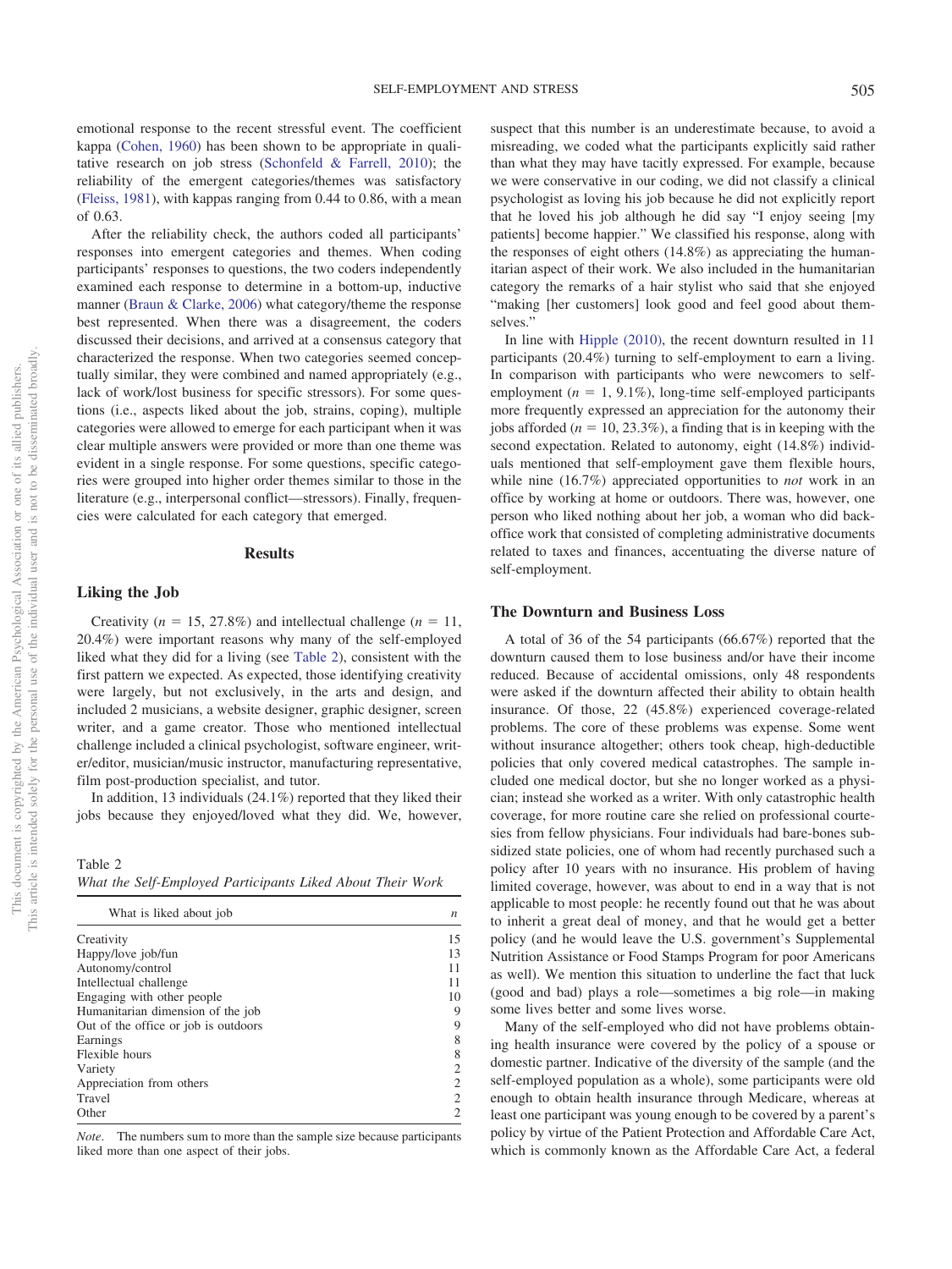emotional response to the recent stressful event. The coefficient kappa (Cohen, 1960) has been shown to be appropriate in qualitative research on job stress (Schonfeld & Farrell, 2010); the reliability of the emergent categories/themes was satisfactory (Fleiss, 1981), with kappas ranging from 0.44 to 0.86, with a mean of 0.63.

After the reliability check, the authors coded all participants' responses into emergent categories and themes. When coding participants' responses to questions, the two coders independently examined each response to determine in a bottom-up, inductive manner (Braun & Clarke, 2006) what category/theme the response best represented. When there was a disagreement, the coders discussed their decisions, and arrived at a consensus category that characterized the response. When two categories seemed conceptually similar, they were combined and named appropriately (e.g., lack of work/lost business for specific stressors). For some questions (i.e., aspects liked about the job, strains, coping), multiple categories were allowed to emerge for each participant when it was clear multiple answers were provided or more than one theme was evident in a single response. For some questions, specific categories were grouped into higher order themes similar to those in the literature (e.g., interpersonal conflict—stressors). Finally, frequencies were calculated for each category that emerged.

## Results

### Liking the Job

Creativity ($n$ = 15, 27.8%) and intellectual challenge ($n$ = 11, 20.4%) were important reasons why many of the self-employed liked what they did for a living (see Table 2), consistent with the first pattern we expected. As expected, those identifying creativity were largely, but not exclusively, in the arts and design, and included 2 musicians, a website designer, graphic designer, screen writer, and a game creator. Those who mentioned intellectual challenge included a clinical psychologist, software engineer, writer/editor, musician/music instructor, manufacturing representative, film post-production specialist, and tutor.

In addition, 13 individuals (24.1%) reported that they liked their jobs because they enjoyed/loved what they did. We, however, suspect that this number is an underestimate because, to avoid a misreading, we coded what the participants explicitly said rather than what they may have tacitly expressed. For example, because we were conservative in our coding, we did not classify a clinical psychologist as loving his job although he did say "I enjoy seeing [my patients] become happier." We classified his response, along with the responses of eight others (14.8%) as appreciating the humanitarian aspect of their work. We also included in the humanitarian category the remarks of a hair stylist who said that she enjoyed "making [her customers] look good and feel good about themselves."

Table 2
*What the Self-Employed Participants Liked About Their Work*

| What is liked about job | $n$ |
|---|---|
| Creativity | 15 |
| Happy/love job/fun | 13 |
| Autonomy/control | 11 |
| Intellectual challenge | 11 |
| Engaging with other people | 10 |
| Humanitarian dimension of the job | 9 |
| Out of the office or job is outdoors | 9 |
| Earnings | 8 |
| Flexible hours | 8 |
| Variety | 2 |
| Appreciation from others | 2 |
| Travel | 2 |
| Other | 2 |

*Note*. The numbers sum to more than the sample size because participants liked more than one aspect of their jobs.

In line with Hipple (2010), the recent downturn resulted in 11 participants (20.4%) turning to self-employment to earn a living. In comparison with participants who were newcomers to self-employment ($n$ = 1, 9.1%), long-time self-employed participants more frequently expressed an appreciation for the autonomy their jobs afforded ($n$ = 10, 23.3%), a finding that is in keeping with the second expectation. Related to autonomy, eight (14.8%) individuals mentioned that self-employment gave them flexible hours, while nine (16.7%) appreciated opportunities to *not* work in an office by working at home or outdoors. There was, however, one person who liked nothing about her job, a woman who did back-office work that consisted of completing administrative documents related to taxes and finances, accentuating the diverse nature of self-employment.

### The Downturn and Business Loss

A total of 36 of the 54 participants (66.67%) reported that the downturn caused them to lose business and/or have their income reduced. Because of accidental omissions, only 48 respondents were asked if the downturn affected their ability to obtain health insurance. Of those, 22 (45.8%) experienced coverage-related problems. The core of these problems was expense. Some went without insurance altogether; others took cheap, high-deductible policies that only covered medical catastrophes. The sample included one medical doctor, but she no longer worked as a physician; instead she worked as a writer. With only catastrophic health coverage, for more routine care she relied on professional courtesies from fellow physicians. Four individuals had bare-bones subsidized state policies, one of whom had recently purchased such a policy after 10 years with no insurance. His problem of having limited coverage, however, was about to end in a way that is not applicable to most people: he recently found out that he was about to inherit a great deal of money, and that he would get a better policy (and he would leave the U.S. government's Supplemental Nutrition Assistance or Food Stamps Program for poor Americans as well). We mention this situation to underline the fact that luck (good and bad) plays a role—sometimes a big role—in making some lives better and some lives worse.

Many of the self-employed who did not have problems obtaining health insurance were covered by the policy of a spouse or domestic partner. Indicative of the diversity of the sample (and the self-employed population as a whole), some participants were old enough to obtain health insurance through Medicare, whereas at least one participant was young enough to be covered by a parent's policy by virtue of the Patient Protection and Affordable Care Act, which is commonly known as the Affordable Care Act, a federal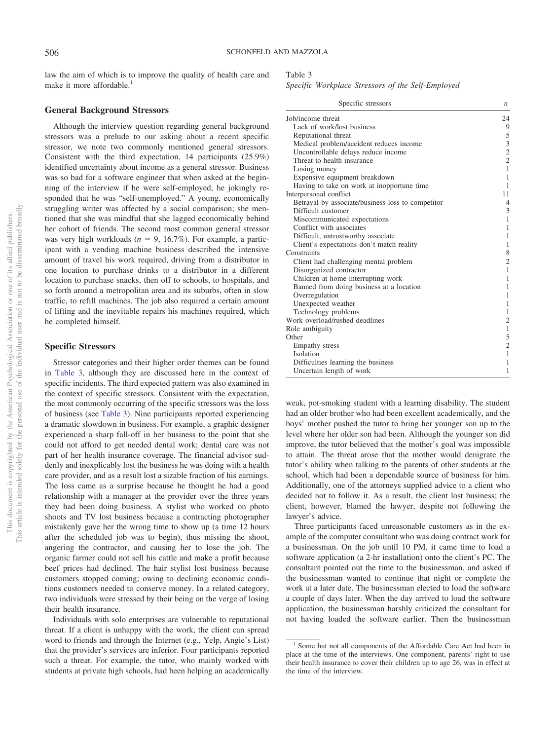law the aim of which is to improve the quality of health care and make it more affordable.[1]

### General Background Stressors

Although the interview question regarding general background stressors was a prelude to our asking about a recent specific stressor, we note two commonly mentioned general stressors. Consistent with the third expectation, 14 participants (25.9%) identified uncertainty about income as a general stressor. Business was so bad for a software engineer that when asked at the beginning of the interview if he were self-employed, he jokingly responded that he was "self-unemployed." A young, economically struggling writer was affected by a social comparison; she mentioned that she was mindful that she lagged economically behind her cohort of friends. The second most common general stressor was very high workloads ($n$ = 9, 16.7%). For example, a participant with a vending machine business described the intensive amount of travel his work required, driving from a distributor in one location to purchase drinks to a distributor in a different location to purchase snacks, then off to schools, to hospitals, and so forth around a metropolitan area and its suburbs, often in slow traffic, to refill machines. The job also required a certain amount of lifting and the inevitable repairs his machines required, which he completed himself.

### Specific Stressors

Stressor categories and their higher order themes can be found in Table 3, although they are discussed here in the context of specific incidents. The third expected pattern was also examined in the context of specific stressors. Consistent with the expectation, the most commonly occurring of the specific stressors was the loss of business (see Table 3). Nine participants reported experiencing a dramatic slowdown in business. For example, a graphic designer experienced a sharp fall-off in her business to the point that she could not afford to get needed dental work; dental care was not part of her health insurance coverage. The financial advisor suddenly and inexplicably lost the business he was doing with a health care provider, and as a result lost a sizable fraction of his earnings. The loss came as a surprise because he thought he had a good relationship with a manager at the provider over the three years they had been doing business. A stylist who worked on photo shoots and TV lost business because a contracting photographer mistakenly gave her the wrong time to show up (a time 12 hours after the scheduled job was to begin), thus missing the shoot, angering the contractor, and causing her to lose the job. The organic farmer could not sell his cattle and make a profit because beef prices had declined. The hair stylist lost business because customers stopped coming; owing to declining economic conditions customers needed to conserve money. In a related category, two individuals were stressed by their being on the verge of losing their health insurance.

Individuals with solo enterprises are vulnerable to reputational threat. If a client is unhappy with the work, the client can spread word to friends and through the Internet (e.g., Yelp, Angie's List) that the provider's services are inferior. Four participants reported such a threat. For example, the tutor, who mainly worked with students at private high schools, had been helping an academically weak, pot-smoking student with a learning disability. The student had an older brother who had been excellent academically, and the boys' mother pushed the tutor to bring her younger son up to the level where her older son had been. Although the younger son did improve, the tutor believed that the mother's goal was impossible to attain. The threat arose that the mother would denigrate the tutor's ability when talking to the parents of other students at the school, which had been a dependable source of business for him. Additionally, one of the attorneys supplied advice to a client who decided not to follow it. As a result, the client lost business; the client, however, blamed the lawyer, despite not following the lawyer's advice.

Three participants faced unreasonable customers as in the example of the computer consultant who was doing contract work for a businessman. On the job until 10 PM, it came time to load a software application (a 2-hr installation) onto the client's PC. The consultant pointed out the time to the businessman, and asked if the businessman wanted to continue that night or complete the work at a later date. The businessman elected to load the software a couple of days later. When the day arrived to load the software application, the businessman harshly criticized the consultant for not having loaded the software earlier. Then the businessman

Table 3
*Specific Workplace Stressors of the Self-Employed*

| Specific stressors | $n$ |
|---|---|
| Job/income threat | 24 |
| Lack of work/lost business | 9 |
| Reputational threat | 5 |
| Medical problem/accident reduces income | 3 |
| Uncontrollable delays reduce income | 2 |
| Threat to health insurance | 2 |
| Losing money | 1 |
| Expensive equipment breakdown | 1 |
| Having to take on work at inopportune time | 1 |
| Interpersonal conflict | 11 |
| Betrayal by associate/business loss to competitor | 4 |
| Difficult customer | 3 |
| Miscommunicated expectations | 1 |
| Conflict with associates | 1 |
| Difficult, untrustworthy associate | 1 |
| Client's expectations don't match reality | 1 |
| Constraints | 8 |
| Client had challenging mental problem | 2 |
| Disorganized contractor | 1 |
| Children at home interrupting work | 1 |
| Banned from doing business at a location | 1 |
| Overregulation | 1 |
| Unexpected weather | 1 |
| Technology problems | 1 |
| Work overload/rushed deadlines | 2 |
| Role ambiguity | 1 |
| Other | 5 |
| Empathy stress | 2 |
| Isolation | 1 |
| Difficulties learning the business | 1 |
| Uncertain length of work | 1 |

[1] Some but not all components of the Affordable Care Act had been in place at the time of the interviews. One component, parents' right to use their health insurance to cover their children up to age 26, was in effect at the time of the interview.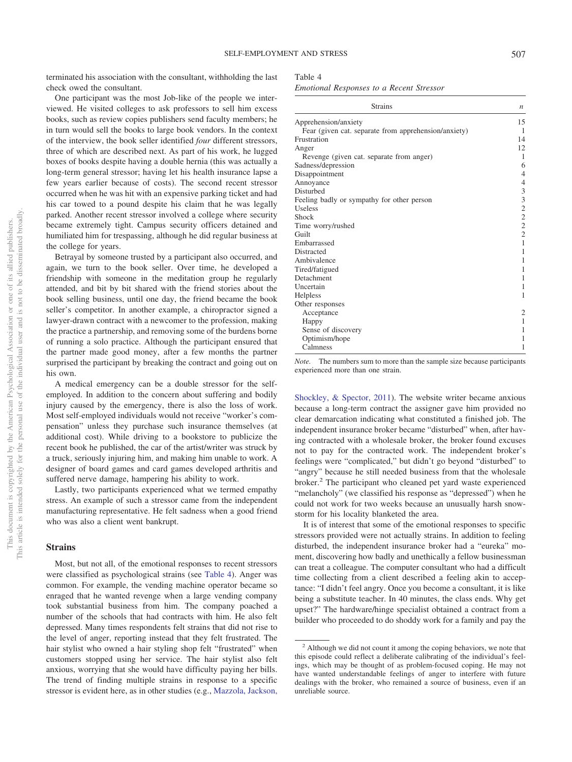terminated his association with the consultant, withholding the last check owed the consultant.

One participant was the most Job-like of the people we interviewed. He visited colleges to ask professors to sell him excess books, such as review copies publishers send faculty members; he in turn would sell the books to large book vendors. In the context of the interview, the book seller identified *four* different stressors, three of which are described next. As part of his work, he lugged boxes of books despite having a double hernia (this was actually a long-term general stressor; having let his health insurance lapse a few years earlier because of costs). The second recent stressor occurred when he was hit with an expensive parking ticket and had his car towed to a pound despite his claim that he was legally parked. Another recent stressor involved a college where security became extremely tight. Campus security officers detained and humiliated him for trespassing, although he did regular business at the college for years.

Betrayal by someone trusted by a participant also occurred, and again, we turn to the book seller. Over time, he developed a friendship with someone in the meditation group he regularly attended, and bit by bit shared with the friend stories about the book selling business, until one day, the friend became the book seller's competitor. In another example, a chiropractor signed a lawyer-drawn contract with a newcomer to the profession, making the practice a partnership, and removing some of the burdens borne of running a solo practice. Although the participant ensured that the partner made good money, after a few months the partner surprised the participant by breaking the contract and going out on his own.

A medical emergency can be a double stressor for the self-employed. In addition to the concern about suffering and bodily injury caused by the emergency, there is also the loss of work. Most self-employed individuals would not receive "worker's compensation" unless they purchase such insurance themselves (at additional cost). While driving to a bookstore to publicize the recent book he published, the car of the artist/writer was struck by a truck, seriously injuring him, and making him unable to work. A designer of board games and card games developed arthritis and suffered nerve damage, hampering his ability to work.

Lastly, two participants experienced what we termed empathy stress. An example of such a stressor came from the independent manufacturing representative. He felt sadness when a good friend who was also a client went bankrupt.

## Strains

Most, but not all, of the emotional responses to recent stressors were classified as psychological strains (see Table 4). Anger was common. For example, the vending machine operator became so enraged that he wanted revenge when a large vending company took substantial business from him. The company poached a number of the schools that had contracts with him. He also felt depressed. Many times respondents felt strains that did not rise to the level of anger, reporting instead that they felt frustrated. The hair stylist who owned a hair styling shop felt "frustrated" when customers stopped using her service. The hair stylist also felt anxious, worrying that she would have difficulty paying her bills. The trend of finding multiple strains in response to a specific stressor is evident here, as in other studies (e.g., Mazzola, Jackson, Shockley, & Spector, 2011). The website writer became anxious because a long-term contract the assigner gave him provided no clear demarcation indicating what constituted a finished job. The independent insurance broker became "disturbed" when, after having contracted with a wholesale broker, the broker found excuses not to pay for the contracted work. The independent broker's feelings were "complicated," but didn't go beyond "disturbed" to "angry" because he still needed business from that the wholesale broker.[2] The participant who cleaned pet yard waste experienced "melancholy" (we classified his response as "depressed") when he could not work for two weeks because an unusually harsh snowstorm for his locality blanketed the area.

Table 4
*Emotional Responses to a Recent Stressor*

| Strains | *n* |
|---|---|
| Apprehension/anxiety | 15 |
| Fear (given cat. separate from apprehension/anxiety) | 1 |
| Frustration | 14 |
| Anger | 12 |
| Revenge (given cat. separate from anger) | 1 |
| Sadness/depression | 6 |
| Disappointment | 4 |
| Annoyance | 4 |
| Disturbed | 3 |
| Feeling badly or sympathy for other person | 3 |
| Useless | 2 |
| Shock | 2 |
| Time worry/rushed | 2 |
| Guilt | 2 |
| Embarrassed | 1 |
| Distracted | 1 |
| Ambivalence | 1 |
| Tired/fatigued | 1 |
| Detachment | 1 |
| Uncertain | 1 |
| Helpless | 1 |
| Other responses | |
| Acceptance | 2 |
| Happy | 1 |
| Sense of discovery | 1 |
| Optimism/hope | 1 |
| Calmness | 1 |

*Note.* The numbers sum to more than the sample size because participants experienced more than one strain.

It is of interest that some of the emotional responses to specific stressors provided were not actually strains. In addition to feeling disturbed, the independent insurance broker had a "eureka" moment, discovering how badly and unethically a fellow businessman can treat a colleague. The computer consultant who had a difficult time collecting from a client described a feeling akin to acceptance: "I didn't feel angry. Once you become a consultant, it is like being a substitute teacher. In 40 minutes, the class ends. Why get upset?" The hardware/hinge specialist obtained a contract from a builder who proceeded to do shoddy work for a family and pay the

[2] Although we did not count it among the coping behaviors, we note that this episode could reflect a deliberate calibrating of the individual's feelings, which may be thought of as problem-focused coping. He may not have wanted understandable feelings of anger to interfere with future dealings with the broker, who remained a source of business, even if an unreliable source.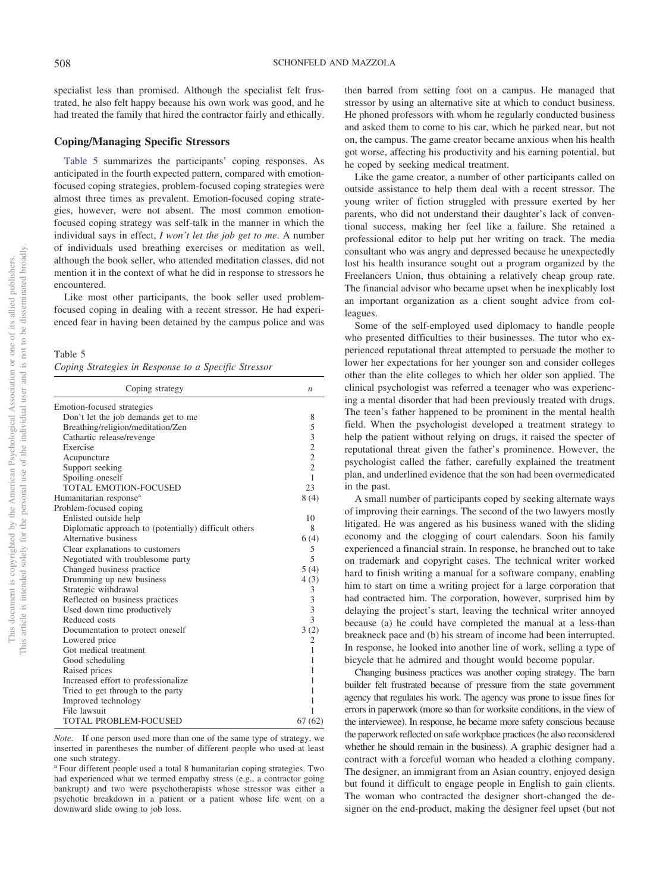specialist less than promised. Although the specialist felt frustrated, he also felt happy because his own work was good, and he had treated the family that hired the contractor fairly and ethically.

## Coping/Managing Specific Stressors

Table 5 summarizes the participants' coping responses. As anticipated in the fourth expected pattern, compared with emotion-focused coping strategies, problem-focused coping strategies were almost three times as prevalent. Emotion-focused coping strategies, however, were not absent. The most common emotion-focused coping strategy was self-talk in the manner in which the individual says in effect, *I won't let the job get to me*. A number of individuals used breathing exercises or meditation as well, although the book seller, who attended meditation classes, did not mention it in the context of what he did in response to stressors he encountered.

Like most other participants, the book seller used problem-focused coping in dealing with a recent stressor. He had experienced fear in having been detained by the campus police and was then barred from setting foot on a campus. He managed that stressor by using an alternative site at which to conduct business. He phoned professors with whom he regularly conducted business and asked them to come to his car, which he parked near, but not on, the campus. The game creator became anxious when his health got worse, affecting his productivity and his earning potential, but he coped by seeking medical treatment.

Table 5
*Coping Strategies in Response to a Specific Stressor*

| Coping strategy | *n* |
|---|---|
| Emotion-focused strategies | |
| Don't let the job demands get to me | 8 |
| Breathing/religion/meditation/Zen | 5 |
| Cathartic release/revenge | 3 |
| Exercise | 2 |
| Acupuncture | 2 |
| Support seeking | 2 |
| Spoiling oneself | 1 |
| TOTAL EMOTION-FOCUSED | 23 |
| Humanitarian response[a] | 8 (4) |
| Problem-focused coping | |
| Enlisted outside help | 10 |
| Diplomatic approach to (potentially) difficult others | 8 |
| Alternative business | 6 (4) |
| Clear explanations to customers | 5 |
| Negotiated with troublesome party | 5 |
| Changed business practice | 5 (4) |
| Drumming up new business | 4 (3) |
| Strategic withdrawal | 3 |
| Reflected on business practices | 3 |
| Used down time productively | 3 |
| Reduced costs | 3 |
| Documentation to protect oneself | 3 (2) |
| Lowered price | 2 |
| Got medical treatment | 1 |
| Good scheduling | 1 |
| Raised prices | 1 |
| Increased effort to professionalize | 1 |
| Tried to get through to the party | 1 |
| Improved technology | 1 |
| File lawsuit | 1 |
| TOTAL PROBLEM-FOCUSED | 67 (62) |

*Note*. If one person used more than one of the same type of strategy, we inserted in parentheses the number of different people who used at least one such strategy.
[a] Four different people used a total 8 humanitarian coping strategies. Two had experienced what we termed empathy stress (e.g., a contractor going bankrupt) and two were psychotherapists whose stressor was either a psychotic breakdown in a patient or a patient whose life went on a downward slide owing to job loss.

Like the game creator, a number of other participants called on outside assistance to help them deal with a recent stressor. The young writer of fiction struggled with pressure exerted by her parents, who did not understand their daughter's lack of conventional success, making her feel like a failure. She retained a professional editor to help put her writing on track. The media consultant who was angry and depressed because he unexpectedly lost his health insurance sought out a program organized by the Freelancers Union, thus obtaining a relatively cheap group rate. The financial advisor who became upset when he inexplicably lost an important organization as a client sought advice from colleagues.

Some of the self-employed used diplomacy to handle people who presented difficulties to their businesses. The tutor who experienced reputational threat attempted to persuade the mother to lower her expectations for her younger son and consider colleges other than the elite colleges to which her older son applied. The clinical psychologist was referred a teenager who was experiencing a mental disorder that had been previously treated with drugs. The teen's father happened to be prominent in the mental health field. When the psychologist developed a treatment strategy to help the patient without relying on drugs, it raised the specter of reputational threat given the father's prominence. However, the psychologist called the father, carefully explained the treatment plan, and underlined evidence that the son had been overmedicated in the past.

A small number of participants coped by seeking alternate ways of improving their earnings. The second of the two lawyers mostly litigated. He was angered as his business waned with the sliding economy and the clogging of court calendars. Soon his family experienced a financial strain. In response, he branched out to take on trademark and copyright cases. The technical writer worked hard to finish writing a manual for a software company, enabling him to start on time a writing project for a large corporation that had contracted him. The corporation, however, surprised him by delaying the project's start, leaving the technical writer annoyed because (a) he could have completed the manual at a less-than breakneck pace and (b) his stream of income had been interrupted. In response, he looked into another line of work, selling a type of bicycle that he admired and thought would become popular.

Changing business practices was another coping strategy. The barn builder felt frustrated because of pressure from the state government agency that regulates his work. The agency was prone to issue fines for errors in paperwork (more so than for worksite conditions, in the view of the interviewee). In response, he became more safety conscious because the paperwork reflected on safe workplace practices (he also reconsidered whether he should remain in the business). A graphic designer had a contract with a forceful woman who headed a clothing company. The designer, an immigrant from an Asian country, enjoyed design but found it difficult to engage people in English to gain clients. The woman who contracted the designer short-changed the designer on the end-product, making the designer feel upset (but not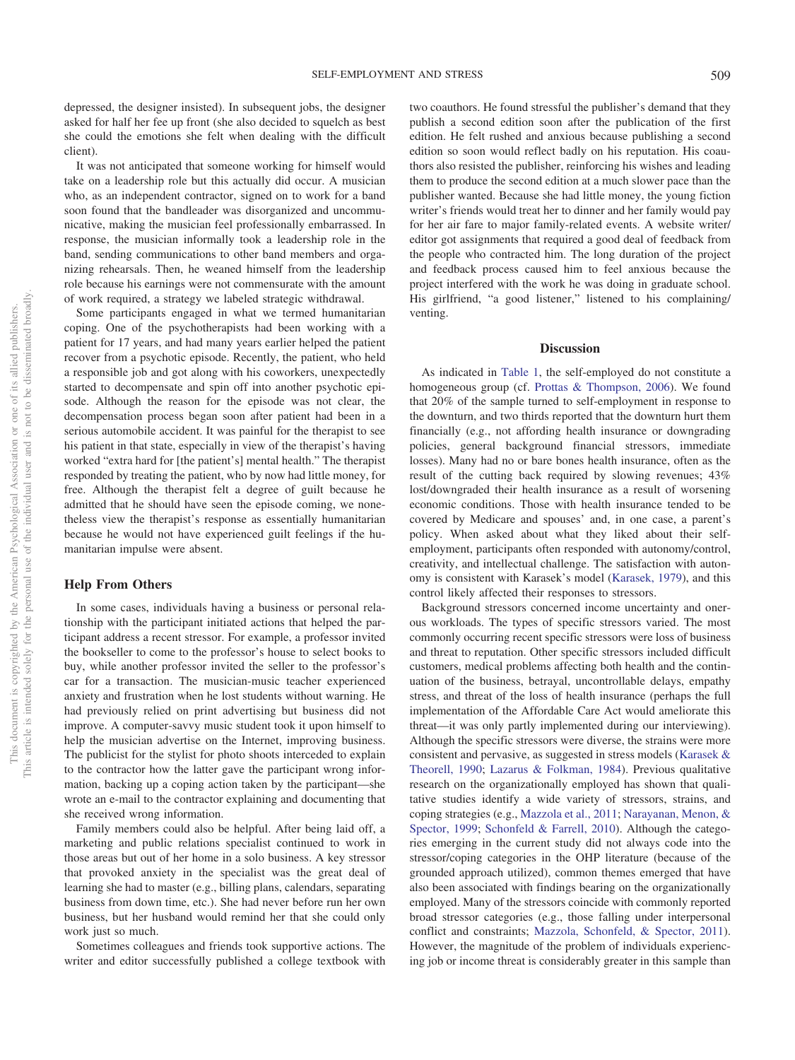depressed, the designer insisted). In subsequent jobs, the designer asked for half her fee up front (she also decided to squelch as best she could the emotions she felt when dealing with the difficult client).

It was not anticipated that someone working for himself would take on a leadership role but this actually did occur. A musician who, as an independent contractor, signed on to work for a band soon found that the bandleader was disorganized and uncommunicative, making the musician feel professionally embarrassed. In response, the musician informally took a leadership role in the band, sending communications to other band members and organizing rehearsals. Then, he weaned himself from the leadership role because his earnings were not commensurate with the amount of work required, a strategy we labeled strategic withdrawal.

Some participants engaged in what we termed humanitarian coping. One of the psychotherapists had been working with a patient for 17 years, and had many years earlier helped the patient recover from a psychotic episode. Recently, the patient, who held a responsible job and got along with his coworkers, unexpectedly started to decompensate and spin off into another psychotic episode. Although the reason for the episode was not clear, the decompensation process began soon after patient had been in a serious automobile accident. It was painful for the therapist to see his patient in that state, especially in view of the therapist's having worked "extra hard for [the patient's] mental health." The therapist responded by treating the patient, who by now had little money, for free. Although the therapist felt a degree of guilt because he admitted that he should have seen the episode coming, we nonetheless view the therapist's response as essentially humanitarian because he would not have experienced guilt feelings if the humanitarian impulse were absent.

## Help From Others

In some cases, individuals having a business or personal relationship with the participant initiated actions that helped the participant address a recent stressor. For example, a professor invited the bookseller to come to the professor's house to select books to buy, while another professor invited the seller to the professor's car for a transaction. The musician-music teacher experienced anxiety and frustration when he lost students without warning. He had previously relied on print advertising but business did not improve. A computer-savvy music student took it upon himself to help the musician advertise on the Internet, improving business. The publicist for the stylist for photo shoots interceded to explain to the contractor how the latter gave the participant wrong information, backing up a coping action taken by the participant—she wrote an e-mail to the contractor explaining and documenting that she received wrong information.

Family members could also be helpful. After being laid off, a marketing and public relations specialist continued to work in those areas but out of her home in a solo business. A key stressor that provoked anxiety in the specialist was the great deal of learning she had to master (e.g., billing plans, calendars, separating business from down time, etc.). She had never before run her own business, but her husband would remind her that she could only work just so much.

Sometimes colleagues and friends took supportive actions. The writer and editor successfully published a college textbook with two coauthors. He found stressful the publisher's demand that they publish a second edition soon after the publication of the first edition. He felt rushed and anxious because publishing a second edition so soon would reflect badly on his reputation. His coauthors also resisted the publisher, reinforcing his wishes and leading them to produce the second edition at a much slower pace than the publisher wanted. Because she had little money, the young fiction writer's friends would treat her to dinner and her family would pay for her air fare to major family-related events. A website writer/editor got assignments that required a good deal of feedback from the people who contracted him. The long duration of the project and feedback process caused him to feel anxious because the project interfered with the work he was doing in graduate school. His girlfriend, "a good listener," listened to his complaining/venting.

# Discussion

As indicated in Table 1, the self-employed do not constitute a homogeneous group (cf. Prottas & Thompson, 2006). We found that 20% of the sample turned to self-employment in response to the downturn, and two thirds reported that the downturn hurt them financially (e.g., not affording health insurance or downgrading policies, general background financial stressors, immediate losses). Many had no or bare bones health insurance, often as the result of the cutting back required by slowing revenues; 43% lost/downgraded their health insurance as a result of worsening economic conditions. Those with health insurance tended to be covered by Medicare and spouses' and, in one case, a parent's policy. When asked about what they liked about their self-employment, participants often responded with autonomy/control, creativity, and intellectual challenge. The satisfaction with autonomy is consistent with Karasek's model (Karasek, 1979), and this control likely affected their responses to stressors.

Background stressors concerned income uncertainty and onerous workloads. The types of specific stressors varied. The most commonly occurring recent specific stressors were loss of business and threat to reputation. Other specific stressors included difficult customers, medical problems affecting both health and the continuation of the business, betrayal, uncontrollable delays, empathy stress, and threat of the loss of health insurance (perhaps the full implementation of the Affordable Care Act would ameliorate this threat—it was only partly implemented during our interviewing). Although the specific stressors were diverse, the strains were more consistent and pervasive, as suggested in stress models (Karasek & Theorell, 1990; Lazarus & Folkman, 1984). Previous qualitative research on the organizationally employed has shown that qualitative studies identify a wide variety of stressors, strains, and coping strategies (e.g., Mazzola et al., 2011; Narayanan, Menon, & Spector, 1999; Schonfeld & Farrell, 2010). Although the categories emerging in the current study did not always code into the stressor/coping categories in the OHP literature (because of the grounded approach utilized), common themes emerged that have also been associated with findings bearing on the organizationally employed. Many of the stressors coincide with commonly reported broad stressor categories (e.g., those falling under interpersonal conflict and constraints; Mazzola, Schonfeld, & Spector, 2011). However, the magnitude of the problem of individuals experiencing job or income threat is considerably greater in this sample than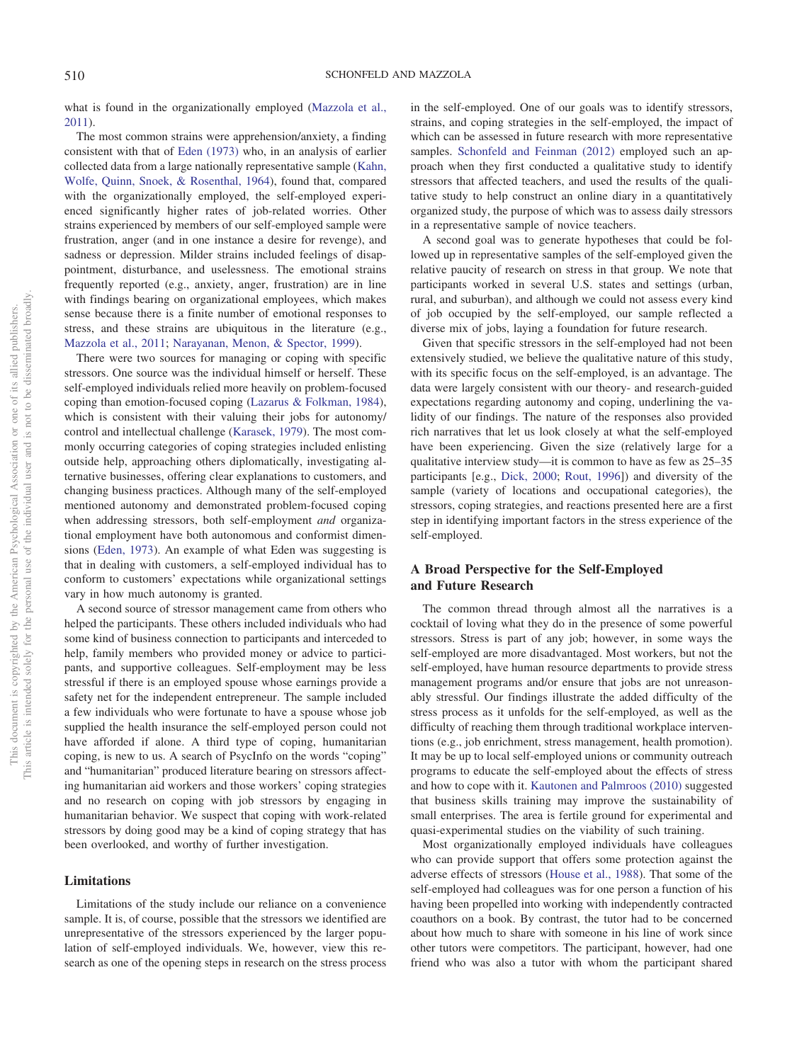what is found in the organizationally employed (Mazzola et al., 2011).

The most common strains were apprehension/anxiety, a finding consistent with that of Eden (1973) who, in an analysis of earlier collected data from a large nationally representative sample (Kahn, Wolfe, Quinn, Snoek, & Rosenthal, 1964), found that, compared with the organizationally employed, the self-employed experienced significantly higher rates of job-related worries. Other strains experienced by members of our self-employed sample were frustration, anger (and in one instance a desire for revenge), and sadness or depression. Milder strains included feelings of disappointment, disturbance, and uselessness. The emotional strains frequently reported (e.g., anxiety, anger, frustration) are in line with findings bearing on organizational employees, which makes sense because there is a finite number of emotional responses to stress, and these strains are ubiquitous in the literature (e.g., Mazzola et al., 2011; Narayanan, Menon, & Spector, 1999).

There were two sources for managing or coping with specific stressors. One source was the individual himself or herself. These self-employed individuals relied more heavily on problem-focused coping than emotion-focused coping (Lazarus & Folkman, 1984), which is consistent with their valuing their jobs for autonomy/control and intellectual challenge (Karasek, 1979). The most commonly occurring categories of coping strategies included enlisting outside help, approaching others diplomatically, investigating alternative businesses, offering clear explanations to customers, and changing business practices. Although many of the self-employed mentioned autonomy and demonstrated problem-focused coping when addressing stressors, both self-employment *and* organizational employment have both autonomous and conformist dimensions (Eden, 1973). An example of what Eden was suggesting is that in dealing with customers, a self-employed individual has to conform to customers' expectations while organizational settings vary in how much autonomy is granted.

A second source of stressor management came from others who helped the participants. These others included individuals who had some kind of business connection to participants and interceded to help, family members who provided money or advice to participants, and supportive colleagues. Self-employment may be less stressful if there is an employed spouse whose earnings provide a safety net for the independent entrepreneur. The sample included a few individuals who were fortunate to have a spouse whose job supplied the health insurance the self-employed person could not have afforded if alone. A third type of coping, humanitarian coping, is new to us. A search of PsycInfo on the words "coping" and "humanitarian" produced literature bearing on stressors affecting humanitarian aid workers and those workers' coping strategies and no research on coping with job stressors by engaging in humanitarian behavior. We suspect that coping with work-related stressors by doing good may be a kind of coping strategy that has been overlooked, and worthy of further investigation.

## Limitations

Limitations of the study include our reliance on a convenience sample. It is, of course, possible that the stressors we identified are unrepresentative of the stressors experienced by the larger population of self-employed individuals. We, however, view this research as one of the opening steps in research on the stress process in the self-employed. One of our goals was to identify stressors, strains, and coping strategies in the self-employed, the impact of which can be assessed in future research with more representative samples. Schonfeld and Feinman (2012) employed such an approach when they first conducted a qualitative study to identify stressors that affected teachers, and used the results of the qualitative study to help construct an online diary in a quantitatively organized study, the purpose of which was to assess daily stressors in a representative sample of novice teachers.

A second goal was to generate hypotheses that could be followed up in representative samples of the self-employed given the relative paucity of research on stress in that group. We note that participants worked in several U.S. states and settings (urban, rural, and suburban), and although we could not assess every kind of job occupied by the self-employed, our sample reflected a diverse mix of jobs, laying a foundation for future research.

Given that specific stressors in the self-employed had not been extensively studied, we believe the qualitative nature of this study, with its specific focus on the self-employed, is an advantage. The data were largely consistent with our theory- and research-guided expectations regarding autonomy and coping, underlining the validity of our findings. The nature of the responses also provided rich narratives that let us look closely at what the self-employed have been experiencing. Given the size (relatively large for a qualitative interview study—it is common to have as few as 25–35 participants [e.g., Dick, 2000; Rout, 1996]) and diversity of the sample (variety of locations and occupational categories), the stressors, coping strategies, and reactions presented here are a first step in identifying important factors in the stress experience of the self-employed.

## A Broad Perspective for the Self-Employed and Future Research

The common thread through almost all the narratives is a cocktail of loving what they do in the presence of some powerful stressors. Stress is part of any job; however, in some ways the self-employed are more disadvantaged. Most workers, but not the self-employed, have human resource departments to provide stress management programs and/or ensure that jobs are not unreasonably stressful. Our findings illustrate the added difficulty of the stress process as it unfolds for the self-employed, as well as the difficulty of reaching them through traditional workplace interventions (e.g., job enrichment, stress management, health promotion). It may be up to local self-employed unions or community outreach programs to educate the self-employed about the effects of stress and how to cope with it. Kautonen and Palmroos (2010) suggested that business skills training may improve the sustainability of small enterprises. The area is fertile ground for experimental and quasi-experimental studies on the viability of such training.

Most organizationally employed individuals have colleagues who can provide support that offers some protection against the adverse effects of stressors (House et al., 1988). That some of the self-employed had colleagues was for one person a function of his having been propelled into working with independently contracted coauthors on a book. By contrast, the tutor had to be concerned about how much to share with someone in his line of work since other tutors were competitors. The participant, however, had one friend who was also a tutor with whom the participant shared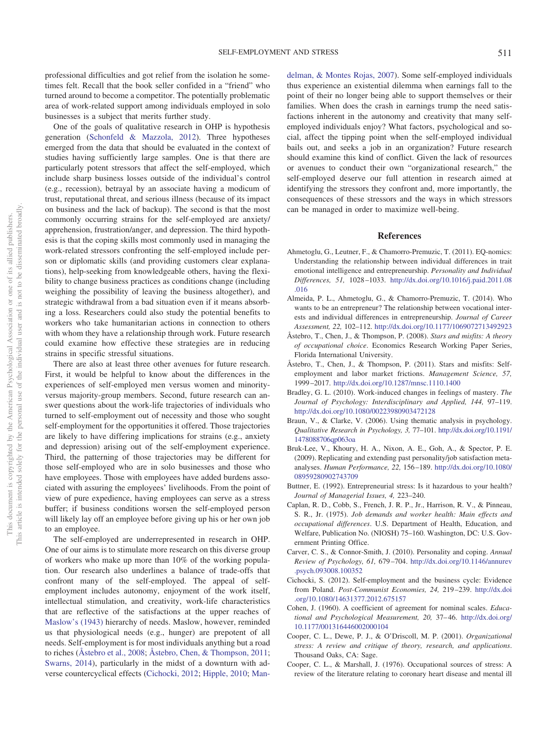professional difficulties and got relief from the isolation he sometimes felt. Recall that the book seller confided in a "friend" who turned around to become a competitor. The potentially problematic area of work-related support among individuals employed in solo businesses is a subject that merits further study.

One of the goals of qualitative research in OHP is hypothesis generation (Schonfeld & Mazzola, 2012). Three hypotheses emerged from the data that should be evaluated in the context of studies having sufficiently large samples. One is that there are particularly potent stressors that affect the self-employed, which include sharp business losses outside of the individual's control (e.g., recession), betrayal by an associate having a modicum of trust, reputational threat, and serious illness (because of its impact on business and the lack of backup). The second is that the most commonly occurring strains for the self-employed are anxiety/apprehension, frustration/anger, and depression. The third hypothesis is that the coping skills most commonly used in managing the work-related stressors confronting the self-employed include person or diplomatic skills (and providing customers clear explanations), help-seeking from knowledgeable others, having the flexibility to change business practices as conditions change (including weighing the possibility of leaving the business altogether), and strategic withdrawal from a bad situation even if it means absorbing a loss. Researchers could also study the potential benefits to workers who take humanitarian actions in connection to others with whom they have a relationship through work. Future research could examine how effective these strategies are in reducing strains in specific stressful situations.

There are also at least three other avenues for future research. First, it would be helpful to know about the differences in the experiences of self-employed men versus women and minority-versus majority-group members. Second, future research can answer questions about the work-life trajectories of individuals who turned to self-employment out of necessity and those who sought self-employment for the opportunities it offered. Those trajectories are likely to have differing implications for strains (e.g., anxiety and depression) arising out of the self-employment experience. Third, the patterning of those trajectories may be different for those self-employed who are in solo businesses and those who have employees. Those with employees have added burdens associated with assuring the employees' livelihoods. From the point of view of pure expedience, having employees can serve as a stress buffer; if business conditions worsen the self-employed person will likely lay off an employee before giving up his or her own job to an employee.

The self-employed are underrepresented in research in OHP. One of our aims is to stimulate more research on this diverse group of workers who make up more than 10% of the working population. Our research also underlines a balance of trade-offs that confront many of the self-employed. The appeal of self-employment includes autonomy, enjoyment of the work itself, intellectual stimulation, and creativity, work-life characteristics that are reflective of the satisfactions at the upper reaches of Maslow's (1943) hierarchy of needs. Maslow, however, reminded us that physiological needs (e.g., hunger) are prepotent of all needs. Self-employment is for most individuals anything but a road to riches (Åstebro et al., 2008; Åstebro, Chen, & Thompson, 2011; Swarns, 2014), particularly in the midst of a downturn with adverse countercyclical effects (Cichocki, 2012; Hipple, 2010; Mandelman, & Montes Rojas, 2007). Some self-employed individuals thus experience an existential dilemma when earnings fall to the point of their no longer being able to support themselves or their families. When does the crash in earnings trump the need satisfactions inherent in the autonomy and creativity that many self-employed individuals enjoy? What factors, psychological and social, affect the tipping point when the self-employed individual bails out, and seeks a job in an organization? Future research should examine this kind of conflict. Given the lack of resources or avenues to conduct their own "organizational research," the self-employed deserve our full attention in research aimed at identifying the stressors they confront and, more importantly, the consequences of these stressors and the ways in which stressors can be managed in order to maximize well-being.

## References

Ahmetoglu, G., Leutner, F., & Chamorro-Premuzic, T. (2011). EQ-nomics: Understanding the relationship between individual differences in trait emotional intelligence and entrepreneurship. *Personality and Individual Differences, 51,* 1028–1033. http://dx.doi.org/10.1016/j.paid.2011.08.016

Almeida, P. L., Ahmetoglu, G., & Chamorro-Premuzic, T. (2014). Who wants to be an entrepreneur? The relationship between vocational interests and individual differences in entrepreneurship. *Journal of Career Assessment, 22,* 102–112. http://dx.doi.org/10.1177/1069072713492923

Åstebro, T., Chen, J., & Thompson, P. (2008). *Stars and misfits: A theory of occupational choice*. Economics Research Working Paper Series, Florida International University.

Åstebro, T., Chen, J., & Thompson, P. (2011). Stars and misfits: Self-employment and labor market frictions. *Management Science, 57,* 1999–2017. http://dx.doi.org/10.1287/mnsc.1110.1400

Bradley, G. L. (2010). Work-induced changes in feelings of mastery. *The Journal of Psychology: Interdisciplinary and Applied, 144,* 97–119. http://dx.doi.org/10.1080/00223980903472128

Braun, V., & Clarke, V. (2006). Using thematic analysis in psychology. *Qualitative Research in Psychology, 3,* 77–101. http://dx.doi.org/10.1191/1478088706qp063oa

Bruk-Lee, V., Khoury, H. A., Nixon, A. E., Goh, A., & Spector, P. E. (2009). Replicating and extending past personality/job satisfaction meta-analyses. *Human Performance, 22,* 156–189. http://dx.doi.org/10.1080/08959280902743709

Buttner, E. (1992). Entrepreneurial stress: Is it hazardous to your health? *Journal of Managerial Issues, 4,* 223–240.

Caplan, R. D., Cobb, S., French, J. R. P., Jr., Harrison, R. V., & Pinneau, S. R., Jr. (1975). *Job demands and worker health: Main effects and occupational differences*. U.S. Department of Health, Education, and Welfare, Publication No. (NIOSH) 75–160. Washington, DC: U.S. Government Printing Office.

Carver, C. S., & Connor-Smith, J. (2010). Personality and coping. *Annual Review of Psychology, 61,* 679–704. http://dx.doi.org/10.1146/annurev.psych.093008.100352

Cichocki, S. (2012). Self-employment and the business cycle: Evidence from Poland. *Post-Communist Economies, 24,* 219–239. http://dx.doi.org/10.1080/14631377.2012.675157

Cohen, J. (1960). A coefficient of agreement for nominal scales. *Educational and Psychological Measurement, 20,* 37–46. http://dx.doi.org/10.1177/001316446002000104

Cooper, C. L., Dewe, P. J., & O'Driscoll, M. P. (2001). *Organizational stress: A review and critique of theory, research, and applications*. Thousand Oaks, CA: Sage.

Cooper, C. L., & Marshall, J. (1976). Occupational sources of stress: A review of the literature relating to coronary heart disease and mental ill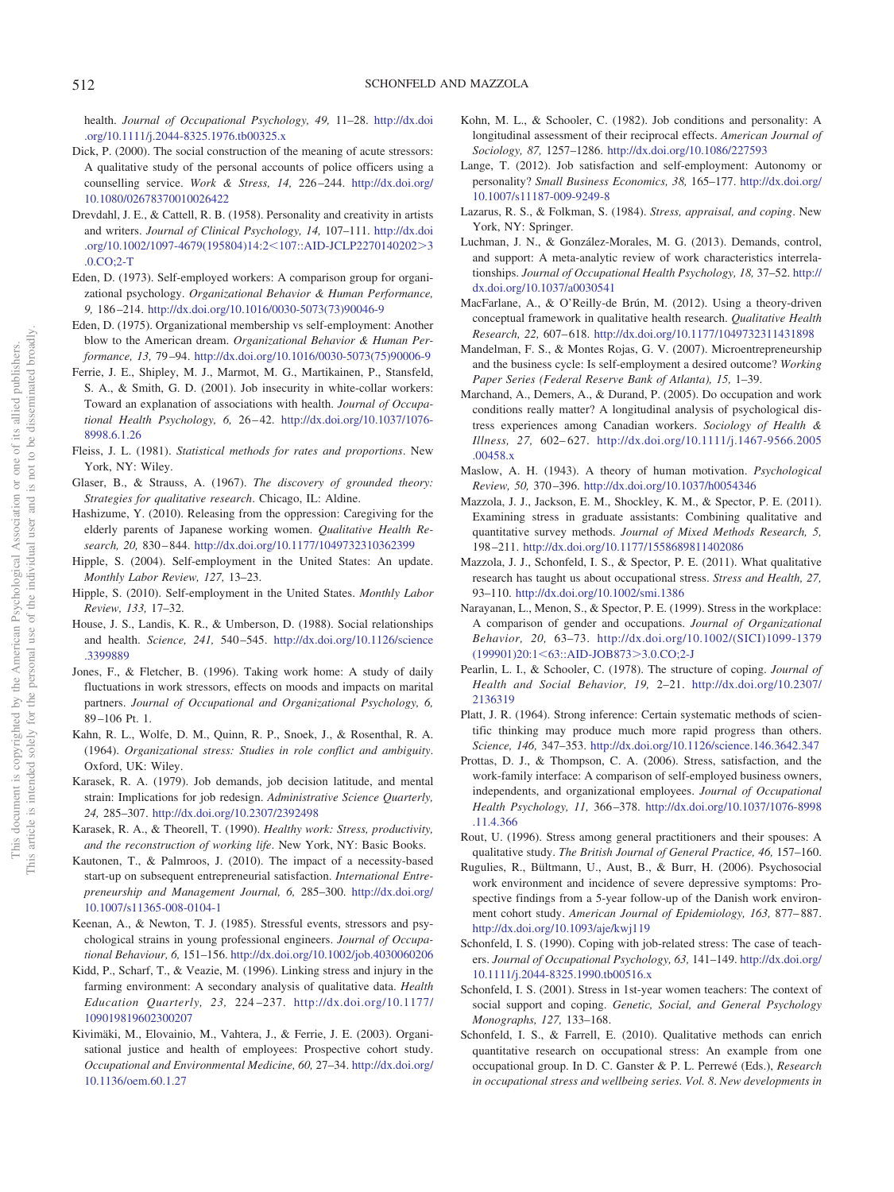health. *Journal of Occupational Psychology, 49,* 11–28. http://dx.doi.org/10.1111/j.2044-8325.1976.tb00325.x

Dick, P. (2000). The social construction of the meaning of acute stressors: A qualitative study of the personal accounts of police officers using a counselling service. *Work & Stress, 14,* 226–244. http://dx.doi.org/10.1080/02678370010026422

Drevdahl, J. E., & Cattell, R. B. (1958). Personality and creativity in artists and writers. *Journal of Clinical Psychology, 14,* 107–111. http://dx.doi.org/10.1002/1097-4679(195804)14:2<107::AID-JCLP2270140202>3.0.CO;2-T

Eden, D. (1973). Self-employed workers: A comparison group for organizational psychology. *Organizational Behavior & Human Performance, 9,* 186–214. http://dx.doi.org/10.1016/0030-5073(73)90046-9

Eden, D. (1975). Organizational membership vs self-employment: Another blow to the American dream. *Organizational Behavior & Human Performance, 13,* 79–94. http://dx.doi.org/10.1016/0030-5073(75)90006-9

Ferrie, J. E., Shipley, M. J., Marmot, M. G., Martikainen, P., Stansfeld, S. A., & Smith, G. D. (2001). Job insecurity in white-collar workers: Toward an explanation of associations with health. *Journal of Occupational Health Psychology, 6,* 26–42. http://dx.doi.org/10.1037/1076-8998.6.1.26

Fleiss, J. L. (1981). *Statistical methods for rates and proportions*. New York, NY: Wiley.

Glaser, B., & Strauss, A. (1967). *The discovery of grounded theory: Strategies for qualitative research*. Chicago, IL: Aldine.

Hashizume, Y. (2010). Releasing from the oppression: Caregiving for the elderly parents of Japanese working women. *Qualitative Health Research, 20,* 830–844. http://dx.doi.org/10.1177/1049732310362399

Hipple, S. (2004). Self-employment in the United States: An update. *Monthly Labor Review, 127,* 13–23.

Hipple, S. (2010). Self-employment in the United States. *Monthly Labor Review, 133,* 17–32.

House, J. S., Landis, K. R., & Umberson, D. (1988). Social relationships and health. *Science, 241,* 540–545. http://dx.doi.org/10.1126/science.3399889

Jones, F., & Fletcher, B. (1996). Taking work home: A study of daily fluctuations in work stressors, effects on moods and impacts on marital partners. *Journal of Occupational and Organizational Psychology, 6,* 89–106 Pt. 1.

Kahn, R. L., Wolfe, D. M., Quinn, R. P., Snoek, J., & Rosenthal, R. A. (1964). *Organizational stress: Studies in role conflict and ambiguity*. Oxford, UK: Wiley.

Karasek, R. A. (1979). Job demands, job decision latitude, and mental strain: Implications for job redesign. *Administrative Science Quarterly, 24,* 285–307. http://dx.doi.org/10.2307/2392498

Karasek, R. A., & Theorell, T. (1990). *Healthy work: Stress, productivity, and the reconstruction of working life*. New York, NY: Basic Books.

Kautonen, T., & Palmroos, J. (2010). The impact of a necessity-based start-up on subsequent entrepreneurial satisfaction. *International Entrepreneurship and Management Journal, 6,* 285–300. http://dx.doi.org/10.1007/s11365-008-0104-1

Keenan, A., & Newton, T. J. (1985). Stressful events, stressors and psychological strains in young professional engineers. *Journal of Occupational Behaviour, 6,* 151–156. http://dx.doi.org/10.1002/job.4030060206

Kidd, P., Scharf, T., & Veazie, M. (1996). Linking stress and injury in the farming environment: A secondary analysis of qualitative data. *Health Education Quarterly, 23,* 224–237. http://dx.doi.org/10.1177/109019819602300207

Kivimäki, M., Elovainio, M., Vahtera, J., & Ferrie, J. E. (2003). Organisational justice and health of employees: Prospective cohort study. *Occupational and Environmental Medicine, 60,* 27–34. http://dx.doi.org/10.1136/oem.60.1.27

Kohn, M. L., & Schooler, C. (1982). Job conditions and personality: A longitudinal assessment of their reciprocal effects. *American Journal of Sociology, 87,* 1257–1286. http://dx.doi.org/10.1086/227593

Lange, T. (2012). Job satisfaction and self-employment: Autonomy or personality? *Small Business Economics, 38,* 165–177. http://dx.doi.org/10.1007/s11187-009-9249-8

Lazarus, R. S., & Folkman, S. (1984). *Stress, appraisal, and coping*. New York, NY: Springer.

Luchman, J. N., & González-Morales, M. G. (2013). Demands, control, and support: A meta-analytic review of work characteristics interrelationships. *Journal of Occupational Health Psychology, 18,* 37–52. http://dx.doi.org/10.1037/a0030541

MacFarlane, A., & O'Reilly-de Brún, M. (2012). Using a theory-driven conceptual framework in qualitative health research. *Qualitative Health Research, 22,* 607–618. http://dx.doi.org/10.1177/1049732311431898

Mandelman, F. S., & Montes Rojas, G. V. (2007). Microentrepreneurship and the business cycle: Is self-employment a desired outcome? *Working Paper Series (Federal Reserve Bank of Atlanta), 15,* 1–39.

Marchand, A., Demers, A., & Durand, P. (2005). Do occupation and work conditions really matter? A longitudinal analysis of psychological distress experiences among Canadian workers. *Sociology of Health & Illness, 27,* 602–627. http://dx.doi.org/10.1111/j.1467-9566.2005.00458.x

Maslow, A. H. (1943). A theory of human motivation. *Psychological Review, 50,* 370–396. http://dx.doi.org/10.1037/h0054346

Mazzola, J. J., Jackson, E. M., Shockley, K. M., & Spector, P. E. (2011). Examining stress in graduate assistants: Combining qualitative and quantitative survey methods. *Journal of Mixed Methods Research, 5,* 198–211. http://dx.doi.org/10.1177/1558689811402086

Mazzola, J. J., Schonfeld, I. S., & Spector, P. E. (2011). What qualitative research has taught us about occupational stress. *Stress and Health, 27,* 93–110. http://dx.doi.org/10.1002/smi.1386

Narayanan, L., Menon, S., & Spector, P. E. (1999). Stress in the workplace: A comparison of gender and occupations. *Journal of Organizational Behavior, 20,* 63–73. http://dx.doi.org/10.1002/(SICI)1099-1379(199901)20:1<63::AID-JOB873>3.0.CO;2-J

Pearlin, L. I., & Schooler, C. (1978). The structure of coping. *Journal of Health and Social Behavior, 19,* 2–21. http://dx.doi.org/10.2307/2136319

Platt, J. R. (1964). Strong inference: Certain systematic methods of scientific thinking may produce much more rapid progress than others. *Science, 146,* 347–353. http://dx.doi.org/10.1126/science.146.3642.347

Prottas, D. J., & Thompson, C. A. (2006). Stress, satisfaction, and the work-family interface: A comparison of self-employed business owners, independents, and organizational employees. *Journal of Occupational Health Psychology, 11,* 366–378. http://dx.doi.org/10.1037/1076-8998.11.4.366

Rout, U. (1996). Stress among general practitioners and their spouses: A qualitative study. *The British Journal of General Practice, 46,* 157–160.

Rugulies, R., Bültmann, U., Aust, B., & Burr, H. (2006). Psychosocial work environment and incidence of severe depressive symptoms: Prospective findings from a 5-year follow-up of the Danish work environment cohort study. *American Journal of Epidemiology, 163,* 877–887. http://dx.doi.org/10.1093/aje/kwj119

Schonfeld, I. S. (1990). Coping with job-related stress: The case of teachers. *Journal of Occupational Psychology, 63,* 141–149. http://dx.doi.org/10.1111/j.2044-8325.1990.tb00516.x

Schonfeld, I. S. (2001). Stress in 1st-year women teachers: The context of social support and coping. *Genetic, Social, and General Psychology Monographs, 127,* 133–168.

Schonfeld, I. S., & Farrell, E. (2010). Qualitative methods can enrich quantitative research on occupational stress: An example from one occupational group. In D. C. Ganster & P. L. Perrewé (Eds.), *Research in occupational stress and wellbeing series. Vol. 8. New developments in*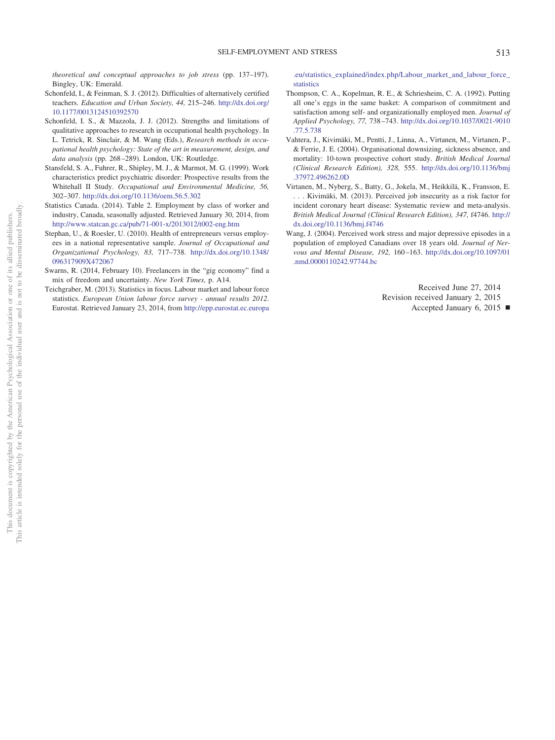theoretical and conceptual approaches to job stress (pp. 137–197). Bingley, UK: Emerald.

Schonfeld, I., & Feinman, S. J. (2012). Difficulties of alternatively certified teachers. *Education and Urban Society, 44,* 215–246. http://dx.doi.org/10.1177/0013124510392570

Schonfeld, I. S., & Mazzola, J. J. (2012). Strengths and limitations of qualitative approaches to research in occupational health psychology. In L. Tetrick, R. Sinclair, & M. Wang (Eds.), *Research methods in occupational health psychology: State of the art in measurement, design, and data analysis* (pp. 268–289). London, UK: Routledge.

Stansfeld, S. A., Fuhrer, R., Shipley, M. J., & Marmot, M. G. (1999). Work characteristics predict psychiatric disorder: Prospective results from the Whitehall II Study. *Occupational and Environmental Medicine, 56,* 302–307. http://dx.doi.org/10.1136/oem.56.5.302

Statistics Canada. (2014). Table 2. Employment by class of worker and industry, Canada, seasonally adjusted. Retrieved January 30, 2014, from http://www.statcan.gc.ca/pub/71-001-x/2013012/t002-eng.htm

Stephan, U., & Roesler, U. (2010). Health of entrepreneurs versus employees in a national representative sample. *Journal of Occupational and Organizational Psychology, 83,* 717–738. http://dx.doi.org/10.1348/096317909X472067

Swarns, R. (2014, February 10). Freelancers in the "gig economy" find a mix of freedom and uncertainty. *New York Times,* p. A14.

Teichgraber, M. (2013). Statistics in focus. Labour market and labour force statistics. *European Union labour force survey - annual results 2012.* Eurostat. Retrieved January 23, 2014, from http://epp.eurostat.ec.europa.eu/statistics_explained/index.php/Labour_market_and_labour_force_statistics

Thompson, C. A., Kopelman, R. E., & Schriesheim, C. A. (1992). Putting all one's eggs in the same basket: A comparison of commitment and satisfaction among self- and organizationally employed men. *Journal of Applied Psychology, 77,* 738–743. http://dx.doi.org/10.1037/0021-9010.77.5.738

Vahtera, J., Kivimäki, M., Pentti, J., Linna, A., Virtanen, M., Virtanen, P., & Ferrie, J. E. (2004). Organisational downsizing, sickness absence, and mortality: 10-town prospective cohort study. *British Medical Journal (Clinical Research Edition), 328,* 555. http://dx.doi.org/10.1136/bmj.37972.496262.0D

Virtanen, M., Nyberg, S., Batty, G., Jokela, M., Heikkilä, K., Fransson, E. . . . Kivimäki, M. (2013). Perceived job insecurity as a risk factor for incident coronary heart disease: Systematic review and meta-analysis. *British Medical Journal (Clinical Research Edition), 347,* f4746. http://dx.doi.org/10.1136/bmj.f4746

Wang, J. (2004). Perceived work stress and major depressive episodes in a population of employed Canadians over 18 years old. *Journal of Nervous and Mental Disease, 192,* 160–163. http://dx.doi.org/10.1097/01.nmd.0000110242.97744.bc

Received June 27, 2014
Revision received January 2, 2015
Accepted January 6, 2015 ■